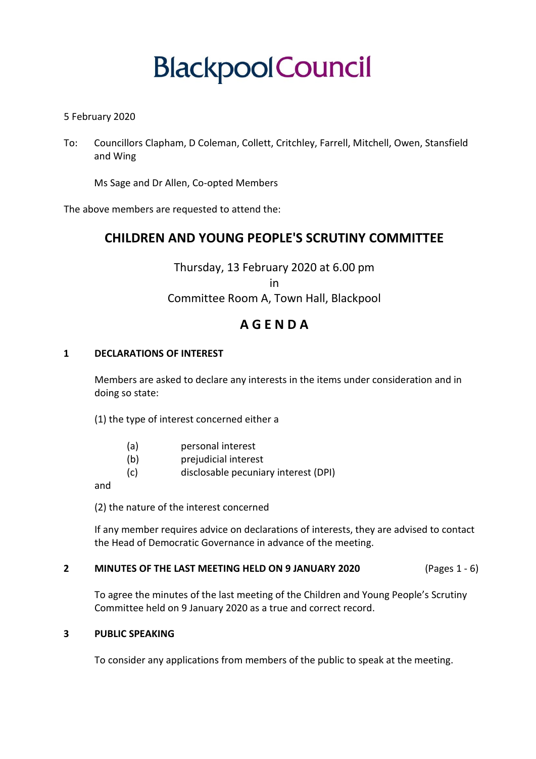# Blackpool Council

5 February 2020

To: Councillors Clapham, D Coleman, Collett, Critchley, Farrell, Mitchell, Owen, Stansfield and Wing

Ms Sage and Dr Allen, Co-opted Members

The above members are requested to attend the:

## CHILDREN AND YOUNG PEOPLE'S SCRUTINY COMMITTEE

Thursday, 13 February 2020 at 6.00 pm
in
Committee Room A, Town Hall, Blackpool

## A G E N D A

### 1 DECLARATIONS OF INTEREST

Members are asked to declare any interests in the items under consideration and in doing so state:

(1) the type of interest concerned either a

- (a) personal interest
- (b) prejudicial interest
- (c) disclosable pecuniary interest (DPI)

and

(2) the nature of the interest concerned

If any member requires advice on declarations of interests, they are advised to contact the Head of Democratic Governance in advance of the meeting.

### 2 MINUTES OF THE LAST MEETING HELD ON 9 JANUARY 2020 (Pages 1 - 6)

To agree the minutes of the last meeting of the Children and Young People's Scrutiny Committee held on 9 January 2020 as a true and correct record.

### 3 PUBLIC SPEAKING

To consider any applications from members of the public to speak at the meeting.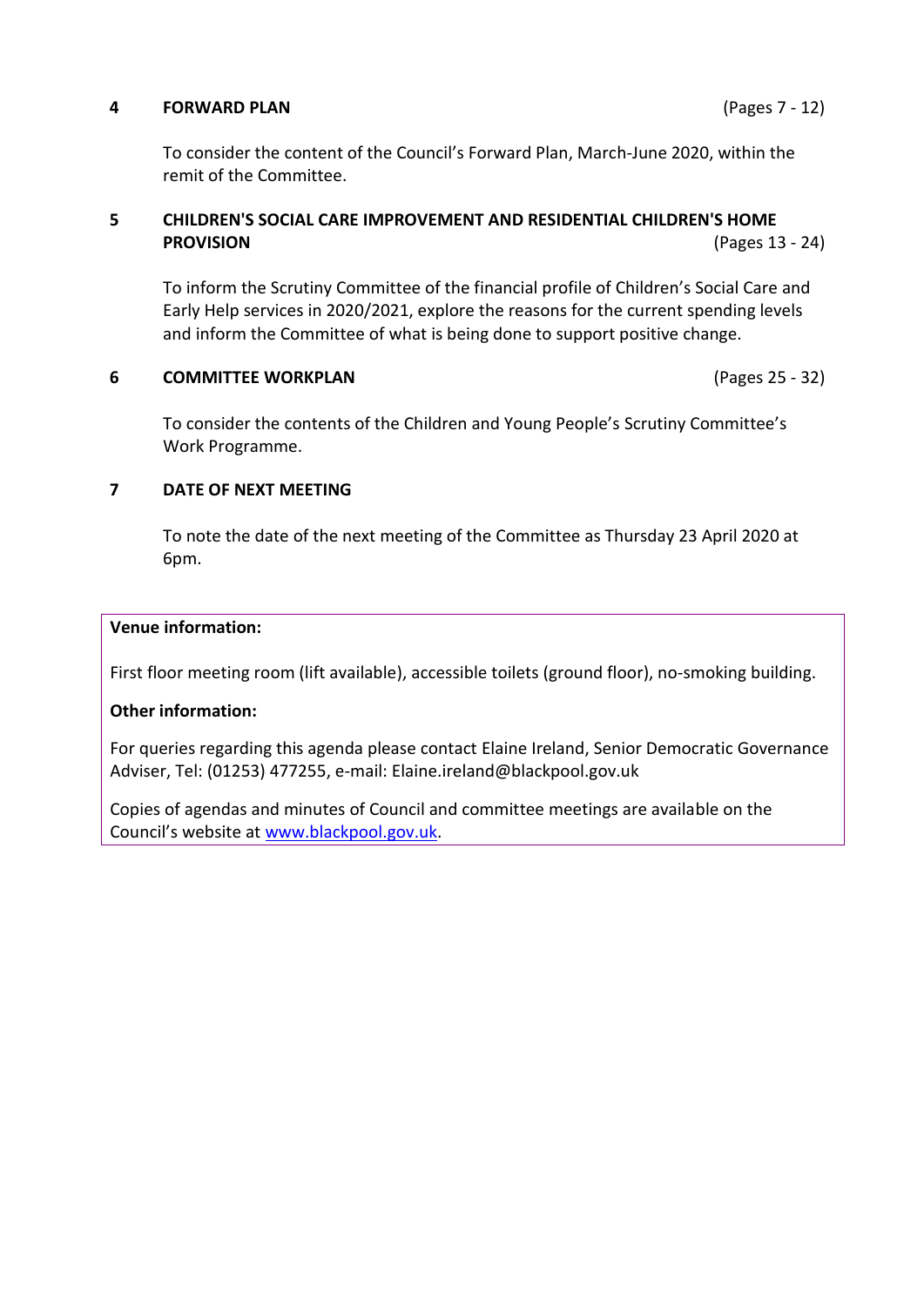**4 FORWARD PLAN** (Pages 7 - 12)

To consider the content of the Council's Forward Plan, March-June 2020, within the remit of the Committee.

**5 CHILDREN'S SOCIAL CARE IMPROVEMENT AND RESIDENTIAL CHILDREN'S HOME PROVISION** (Pages 13 - 24)

To inform the Scrutiny Committee of the financial profile of Children's Social Care and Early Help services in 2020/2021, explore the reasons for the current spending levels and inform the Committee of what is being done to support positive change.

**6 COMMITTEE WORKPLAN** (Pages 25 - 32)

To consider the contents of the Children and Young People's Scrutiny Committee's Work Programme.

**7 DATE OF NEXT MEETING**

To note the date of the next meeting of the Committee as Thursday 23 April 2020 at 6pm.

**Venue information:**

First floor meeting room (lift available), accessible toilets (ground floor), no-smoking building.

**Other information:**

For queries regarding this agenda please contact Elaine Ireland, Senior Democratic Governance Adviser, Tel: (01253) 477255, e-mail: Elaine.ireland@blackpool.gov.uk

Copies of agendas and minutes of Council and committee meetings are available on the Council's website at [www.blackpool.gov.uk](http://www.blackpool.gov.uk).